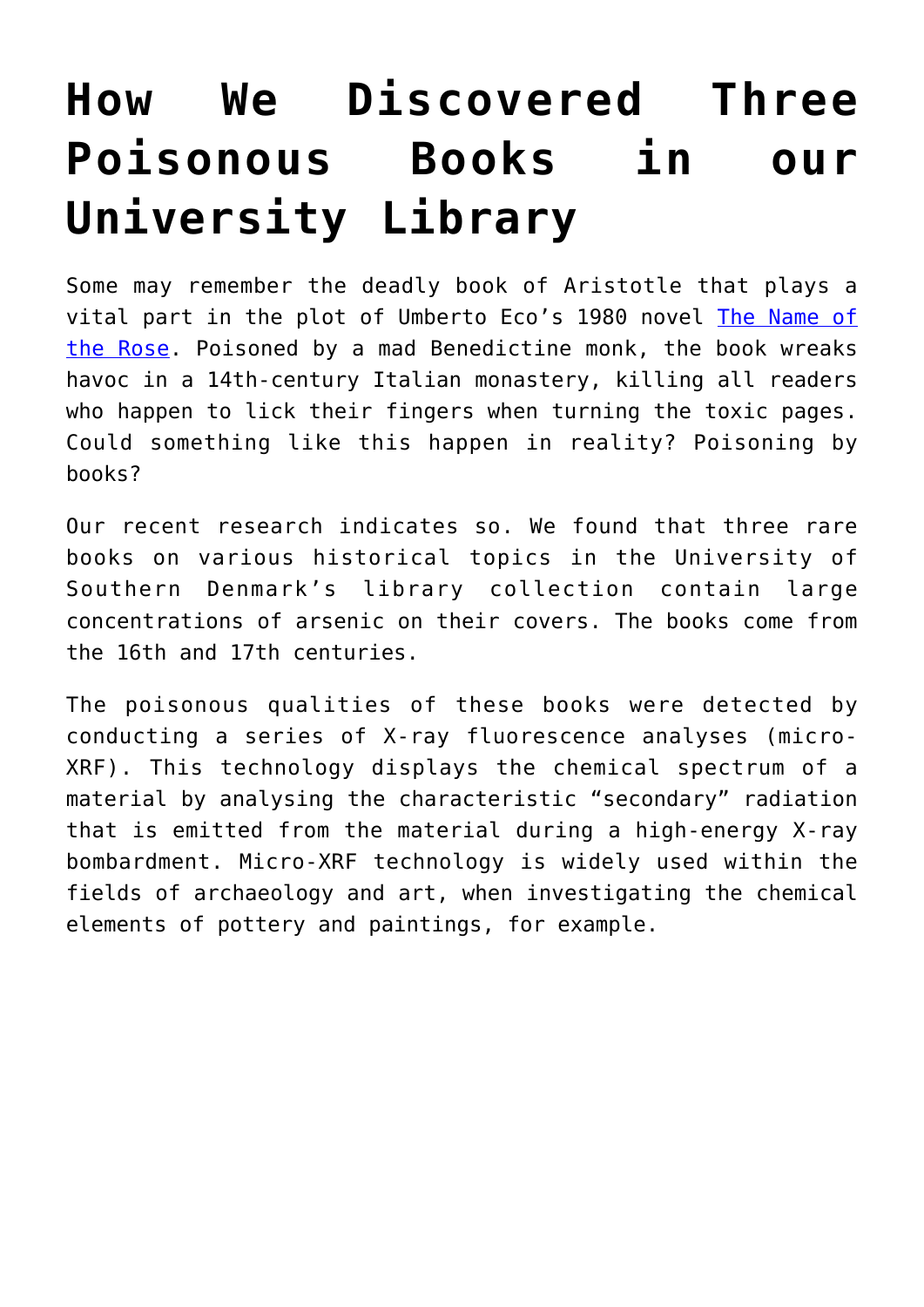# How We Discovered Three Poisonous Books in our University Library

Some may remember the deadly book of Aristotle that plays a vital part in the plot of Umberto Eco's 1980 novel [The Name of the Rose](). Poisoned by a mad Benedictine monk, the book wreaks havoc in a 14th-century Italian monastery, killing all readers who happen to lick their fingers when turning the toxic pages. Could something like this happen in reality? Poisoning by books?

Our recent research indicates so. We found that three rare books on various historical topics in the University of Southern Denmark's library collection contain large concentrations of arsenic on their covers. The books come from the 16th and 17th centuries.

The poisonous qualities of these books were detected by conducting a series of X-ray fluorescence analyses (micro-XRF). This technology displays the chemical spectrum of a material by analysing the characteristic "secondary" radiation that is emitted from the material during a high-energy X-ray bombardment. Micro-XRF technology is widely used within the fields of archaeology and art, when investigating the chemical elements of pottery and paintings, for example.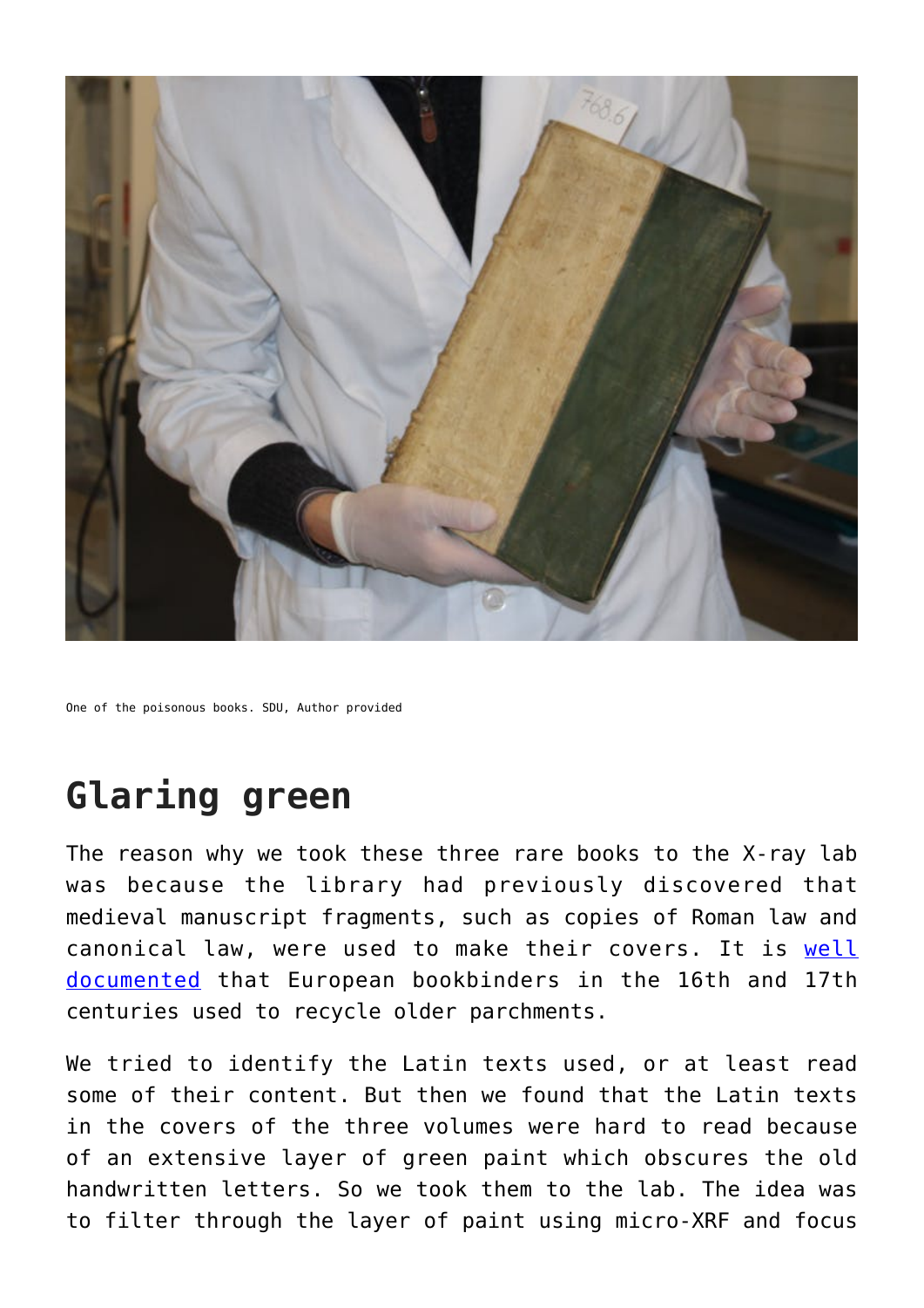One of the poisonous books. SDU, Author provided

## Glaring green

The reason why we took these three rare books to the X-ray lab was because the library had previously discovered that medieval manuscript fragments, such as copies of Roman law and canonical law, were used to make their covers. It is well documented that European bookbinders in the 16th and 17th centuries used to recycle older parchments.

We tried to identify the Latin texts used, or at least read some of their content. But then we found that the Latin texts in the covers of the three volumes were hard to read because of an extensive layer of green paint which obscures the old handwritten letters. So we took them to the lab. The idea was to filter through the layer of paint using micro-XRF and focus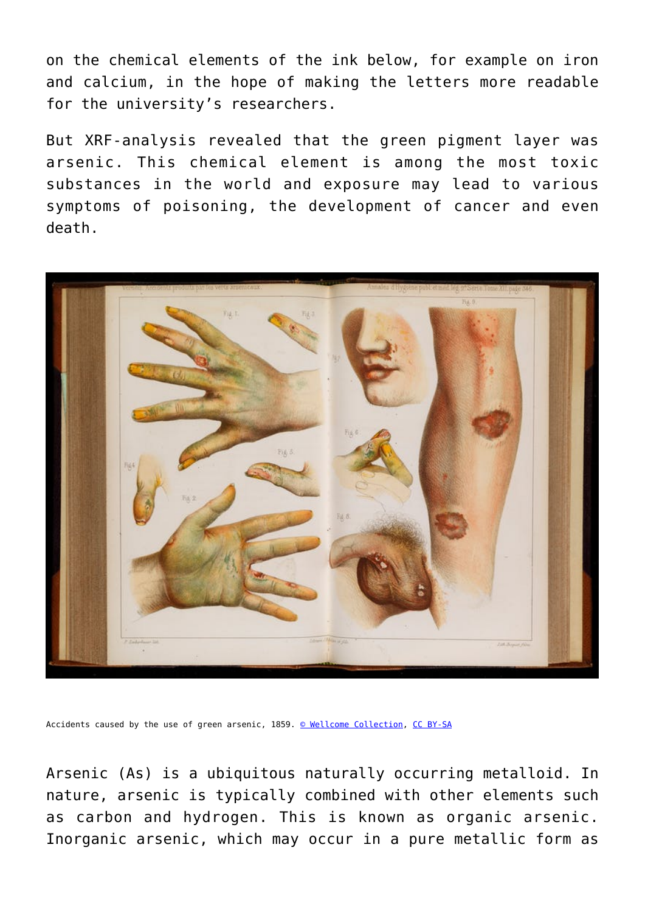on the chemical elements of the ink below, for example on iron and calcium, in the hope of making the letters more readable for the university's researchers.

But XRF-analysis revealed that the green pigment layer was arsenic. This chemical element is among the most toxic substances in the world and exposure may lead to various symptoms of poisoning, the development of cancer and even death.

Accidents caused by the use of green arsenic, 1859. © Wellcome Collection, CC BY-SA

Arsenic (As) is a ubiquitous naturally occurring metalloid. In nature, arsenic is typically combined with other elements such as carbon and hydrogen. This is known as organic arsenic. Inorganic arsenic, which may occur in a pure metallic form as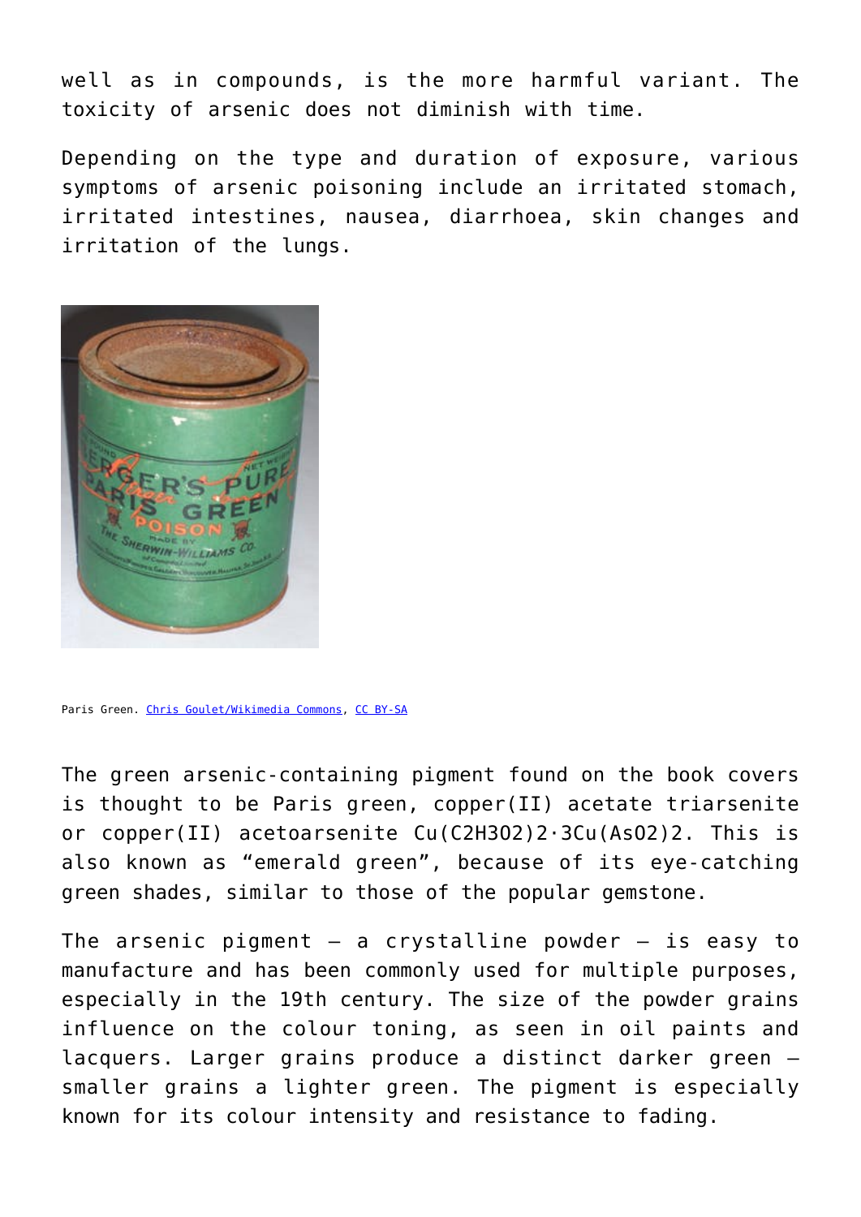well as in compounds, is the more harmful variant. The toxicity of arsenic does not diminish with time.

Depending on the type and duration of exposure, various symptoms of arsenic poisoning include an irritated stomach, irritated intestines, nausea, diarrhoea, skin changes and irritation of the lungs.

Paris Green. Chris Goulet/Wikimedia Commons, CC BY-SA

The green arsenic-containing pigment found on the book covers is thought to be Paris green, copper(II) acetate triarsenite or copper(II) acetoarsenite $Cu(C_2H_3O_2)_2 \cdot 3Cu(AsO_2)_2$. This is also known as "emerald green", because of its eye-catching green shades, similar to those of the popular gemstone.

The arsenic pigment – a crystalline powder – is easy to manufacture and has been commonly used for multiple purposes, especially in the 19th century. The size of the powder grains influence on the colour toning, as seen in oil paints and lacquers. Larger grains produce a distinct darker green – smaller grains a lighter green. The pigment is especially known for its colour intensity and resistance to fading.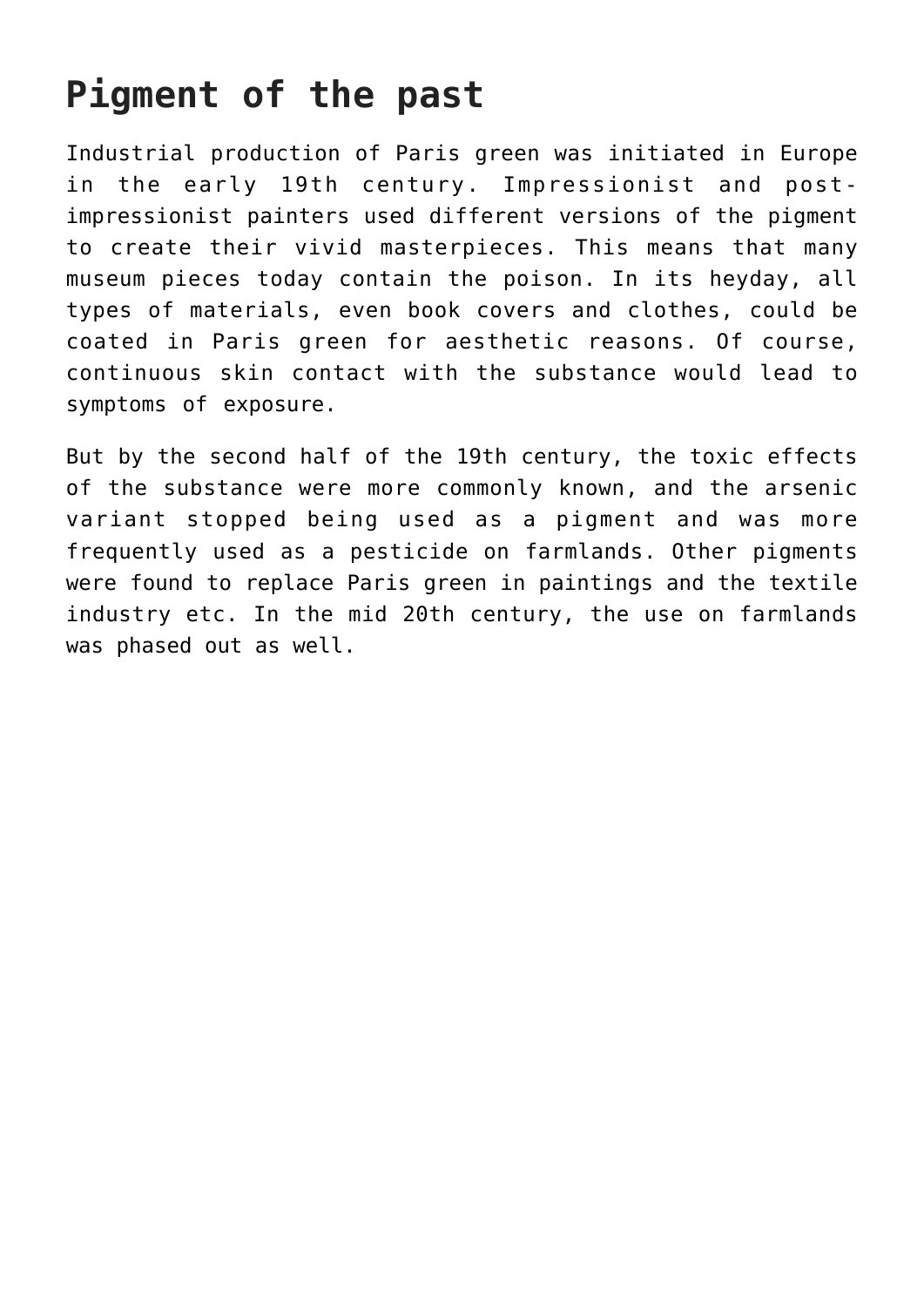## Pigment of the past

Industrial production of Paris green was initiated in Europe in the early 19th century. Impressionist and post-impressionist painters used different versions of the pigment to create their vivid masterpieces. This means that many museum pieces today contain the poison. In its heyday, all types of materials, even book covers and clothes, could be coated in Paris green for aesthetic reasons. Of course, continuous skin contact with the substance would lead to symptoms of exposure.

But by the second half of the 19th century, the toxic effects of the substance were more commonly known, and the arsenic variant stopped being used as a pigment and was more frequently used as a pesticide on farmlands. Other pigments were found to replace Paris green in paintings and the textile industry etc. In the mid 20th century, the use on farmlands was phased out as well.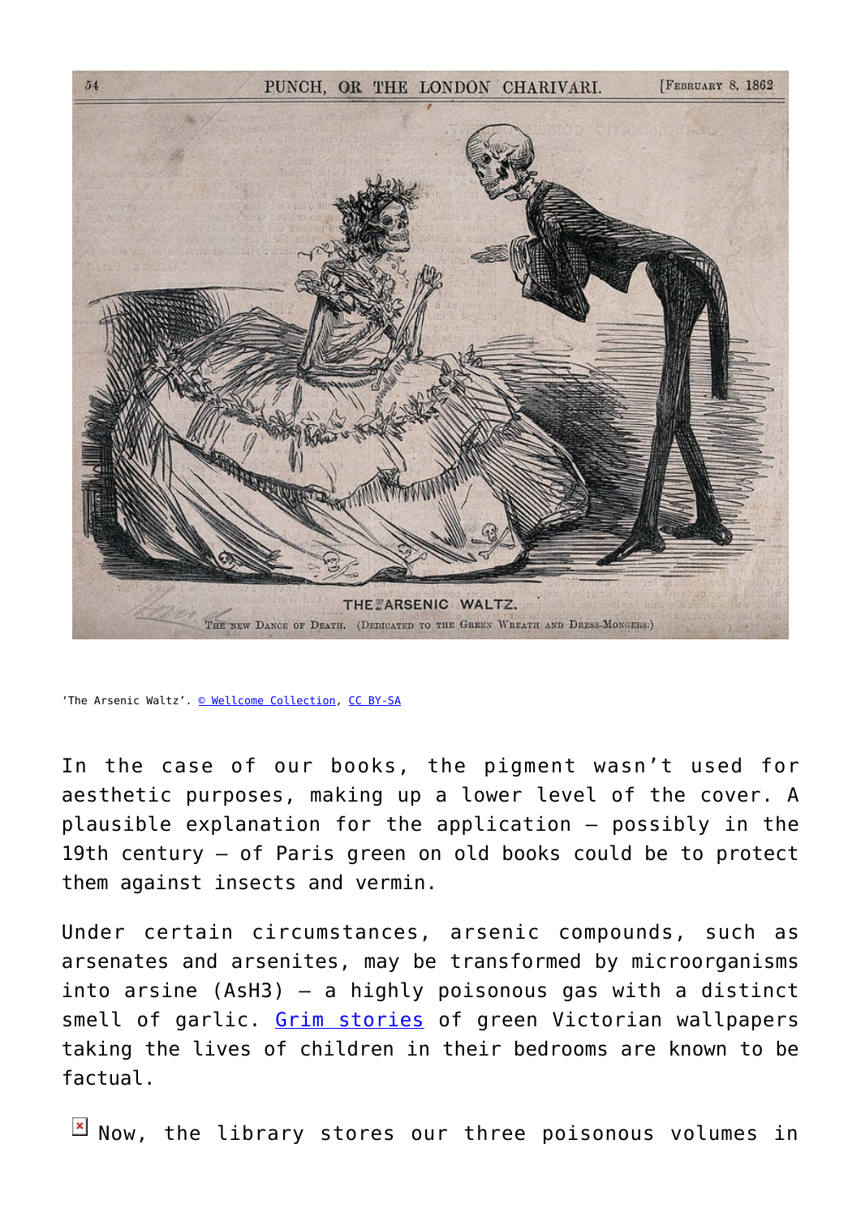‘The Arsenic Waltz’. © Wellcome Collection, CC BY-SA

In the case of our books, the pigment wasn’t used for aesthetic purposes, making up a lower level of the cover. A plausible explanation for the application – possibly in the 19th century – of Paris green on old books could be to protect them against insects and vermin.

Under certain circumstances, arsenic compounds, such as arsenates and arsenites, may be transformed by microorganisms into arsine ($AsH_3$) – a highly poisonous gas with a distinct smell of garlic. Grim stories of green Victorian wallpapers taking the lives of children in their bedrooms are known to be factual.

Now, the library stores our three poisonous volumes in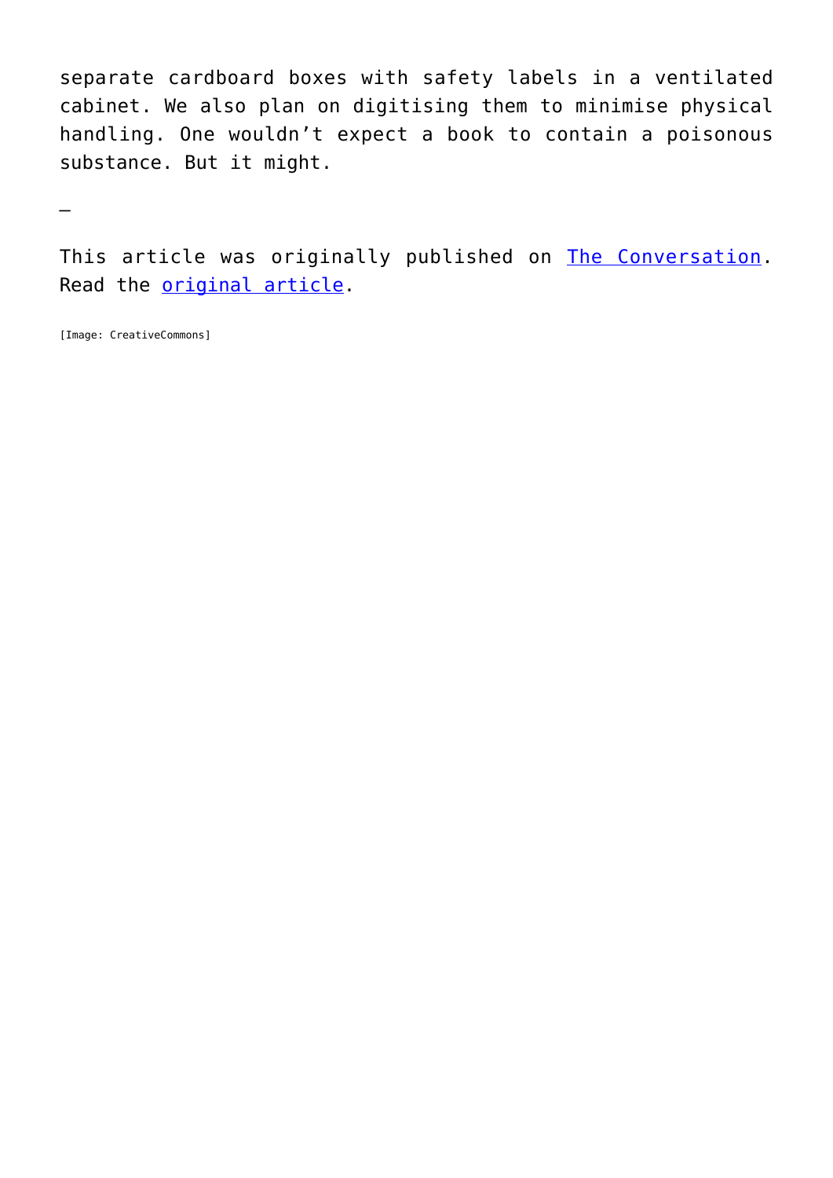separate cardboard boxes with safety labels in a ventilated cabinet. We also plan on digitising them to minimise physical handling. One wouldn't expect a book to contain a poisonous substance. But it might.

—

This article was originally published on The Conversation. Read the original article.

[Image: CreativeCommons]